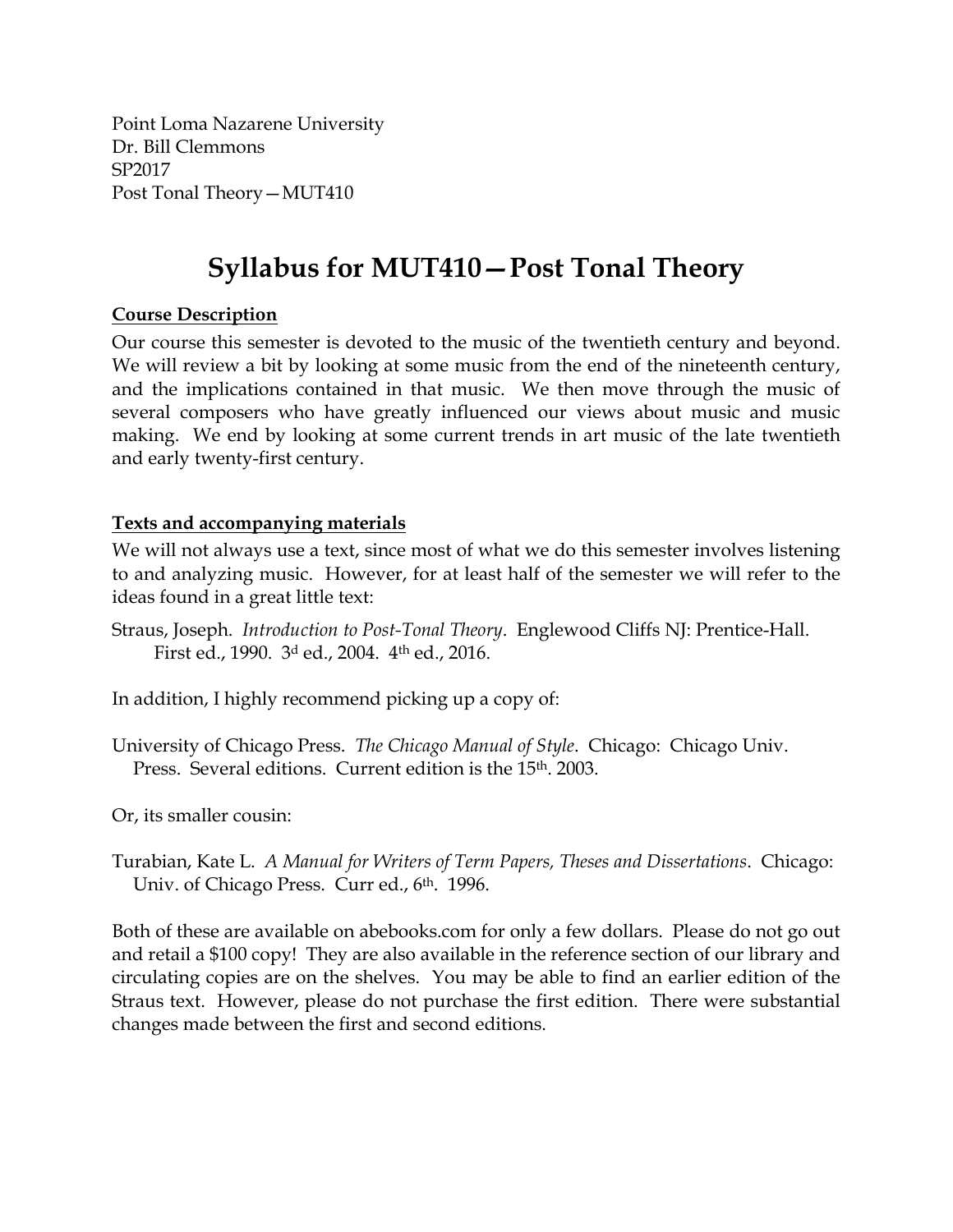Point Loma Nazarene University
Dr. Bill Clemmons
SP2017
Post Tonal Theory—MUT410

# Syllabus for MUT410—Post Tonal Theory

## Course Description

Our course this semester is devoted to the music of the twentieth century and beyond. We will review a bit by looking at some music from the end of the nineteenth century, and the implications contained in that music. We then move through the music of several composers who have greatly influenced our views about music and music making. We end by looking at some current trends in art music of the late twentieth and early twenty-first century.

## Texts and accompanying materials

We will not always use a text, since most of what we do this semester involves listening to and analyzing music. However, for at least half of the semester we will refer to the ideas found in a great little text:

Straus, Joseph. *Introduction to Post-Tonal Theory*. Englewood Cliffs NJ: Prentice-Hall. First ed., 1990. 3d ed., 2004. 4th ed., 2016.

In addition, I highly recommend picking up a copy of:

University of Chicago Press. *The Chicago Manual of Style*. Chicago: Chicago Univ. Press. Several editions. Current edition is the 15th. 2003.

Or, its smaller cousin:

Turabian, Kate L. *A Manual for Writers of Term Papers, Theses and Dissertations*. Chicago: Univ. of Chicago Press. Curr ed., 6th. 1996.

Both of these are available on abebooks.com for only a few dollars. Please do not go out and retail a $100 copy! They are also available in the reference section of our library and circulating copies are on the shelves. You may be able to find an earlier edition of the Straus text. However, please do not purchase the first edition. There were substantial changes made between the first and second editions.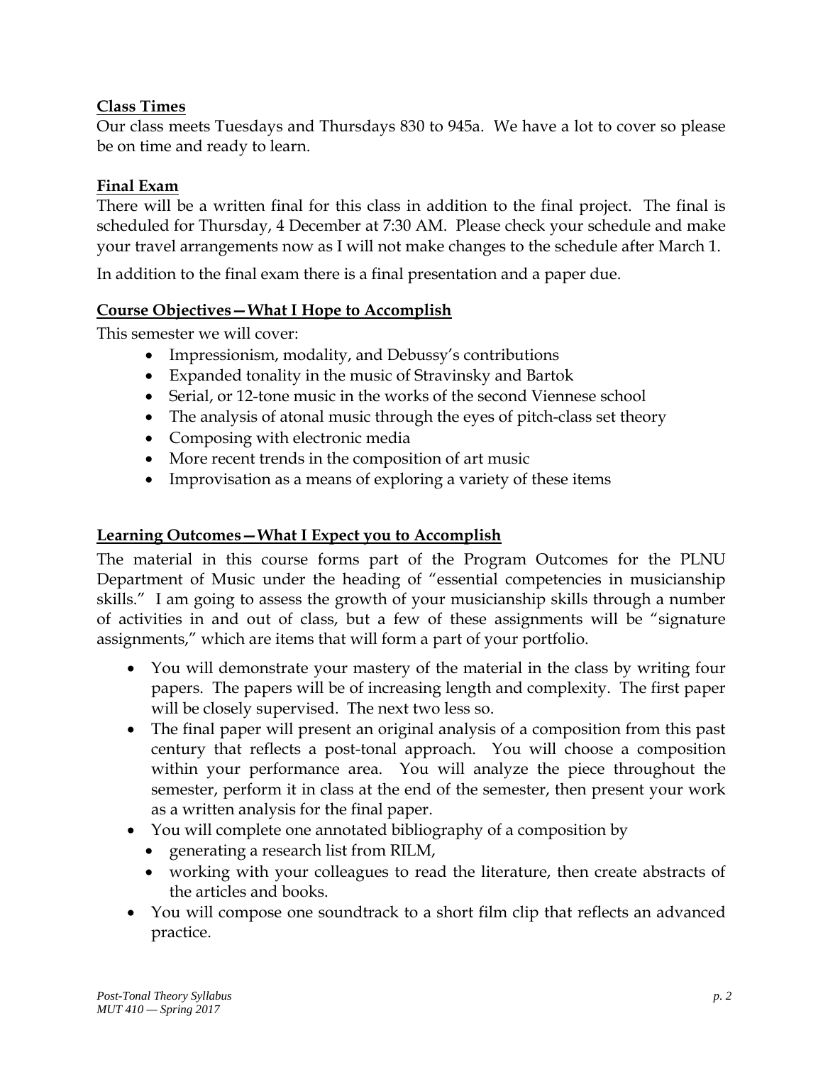**Class Times**

Our class meets Tuesdays and Thursdays 830 to 945a. We have a lot to cover so please be on time and ready to learn.

**Final Exam**

There will be a written final for this class in addition to the final project. The final is scheduled for Thursday, 4 December at 7:30 AM. Please check your schedule and make your travel arrangements now as I will not make changes to the schedule after March 1.

In addition to the final exam there is a final presentation and a paper due.

**Course Objectives—What I Hope to Accomplish**

This semester we will cover:

- Impressionism, modality, and Debussy's contributions
- Expanded tonality in the music of Stravinsky and Bartok
- Serial, or 12-tone music in the works of the second Viennese school
- The analysis of atonal music through the eyes of pitch-class set theory
- Composing with electronic media
- More recent trends in the composition of art music
- Improvisation as a means of exploring a variety of these items

**Learning Outcomes—What I Expect you to Accomplish**

The material in this course forms part of the Program Outcomes for the PLNU Department of Music under the heading of "essential competencies in musicianship skills." I am going to assess the growth of your musicianship skills through a number of activities in and out of class, but a few of these assignments will be "signature assignments," which are items that will form a part of your portfolio.

- You will demonstrate your mastery of the material in the class by writing four papers. The papers will be of increasing length and complexity. The first paper will be closely supervised. The next two less so.
- The final paper will present an original analysis of a composition from this past century that reflects a post-tonal approach. You will choose a composition within your performance area. You will analyze the piece throughout the semester, perform it in class at the end of the semester, then present your work as a written analysis for the final paper.
- You will complete one annotated bibliography of a composition by
  - generating a research list from RILM,
  - working with your colleagues to read the literature, then create abstracts of the articles and books.
- You will compose one soundtrack to a short film clip that reflects an advanced practice.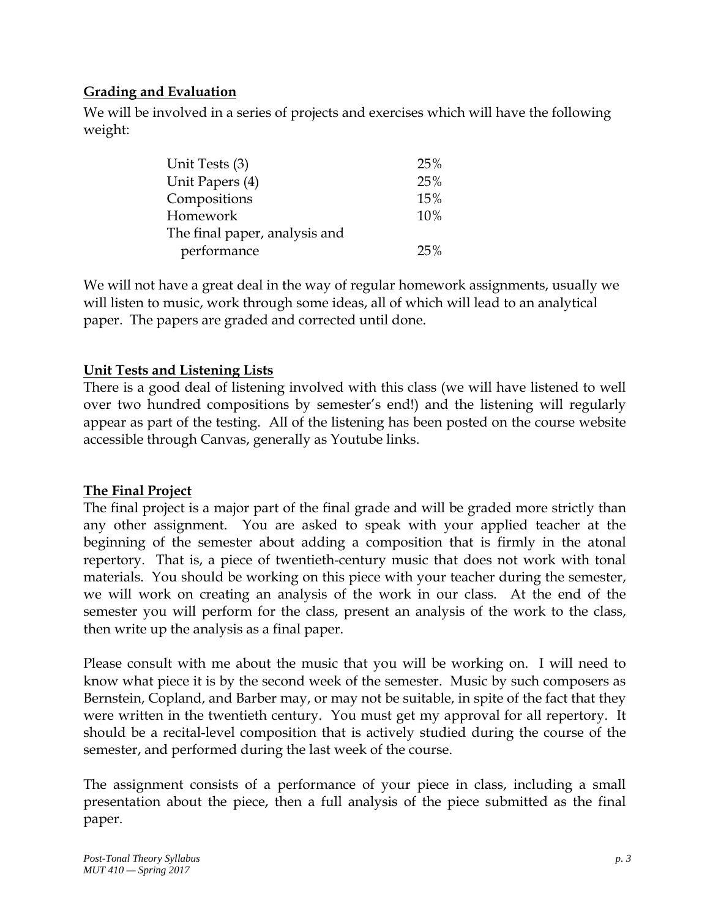**Grading and Evaluation**

We will be involved in a series of projects and exercises which will have the following weight:

| | |
|---|---|
| Unit Tests (3) | 25% |
| Unit Papers (4) | 25% |
| Compositions | 15% |
| Homework | 10% |
| The final paper, analysis and performance | 25% |

We will not have a great deal in the way of regular homework assignments, usually we will listen to music, work through some ideas, all of which will lead to an analytical paper. The papers are graded and corrected until done.

**Unit Tests and Listening Lists**

There is a good deal of listening involved with this class (we will have listened to well over two hundred compositions by semester's end!) and the listening will regularly appear as part of the testing. All of the listening has been posted on the course website accessible through Canvas, generally as Youtube links.

**The Final Project**

The final project is a major part of the final grade and will be graded more strictly than any other assignment. You are asked to speak with your applied teacher at the beginning of the semester about adding a composition that is firmly in the atonal repertory. That is, a piece of twentieth-century music that does not work with tonal materials. You should be working on this piece with your teacher during the semester, we will work on creating an analysis of the work in our class. At the end of the semester you will perform for the class, present an analysis of the work to the class, then write up the analysis as a final paper.

Please consult with me about the music that you will be working on. I will need to know what piece it is by the second week of the semester. Music by such composers as Bernstein, Copland, and Barber may, or may not be suitable, in spite of the fact that they were written in the twentieth century. You must get my approval for all repertory. It should be a recital-level composition that is actively studied during the course of the semester, and performed during the last week of the course.

The assignment consists of a performance of your piece in class, including a small presentation about the piece, then a full analysis of the piece submitted as the final paper.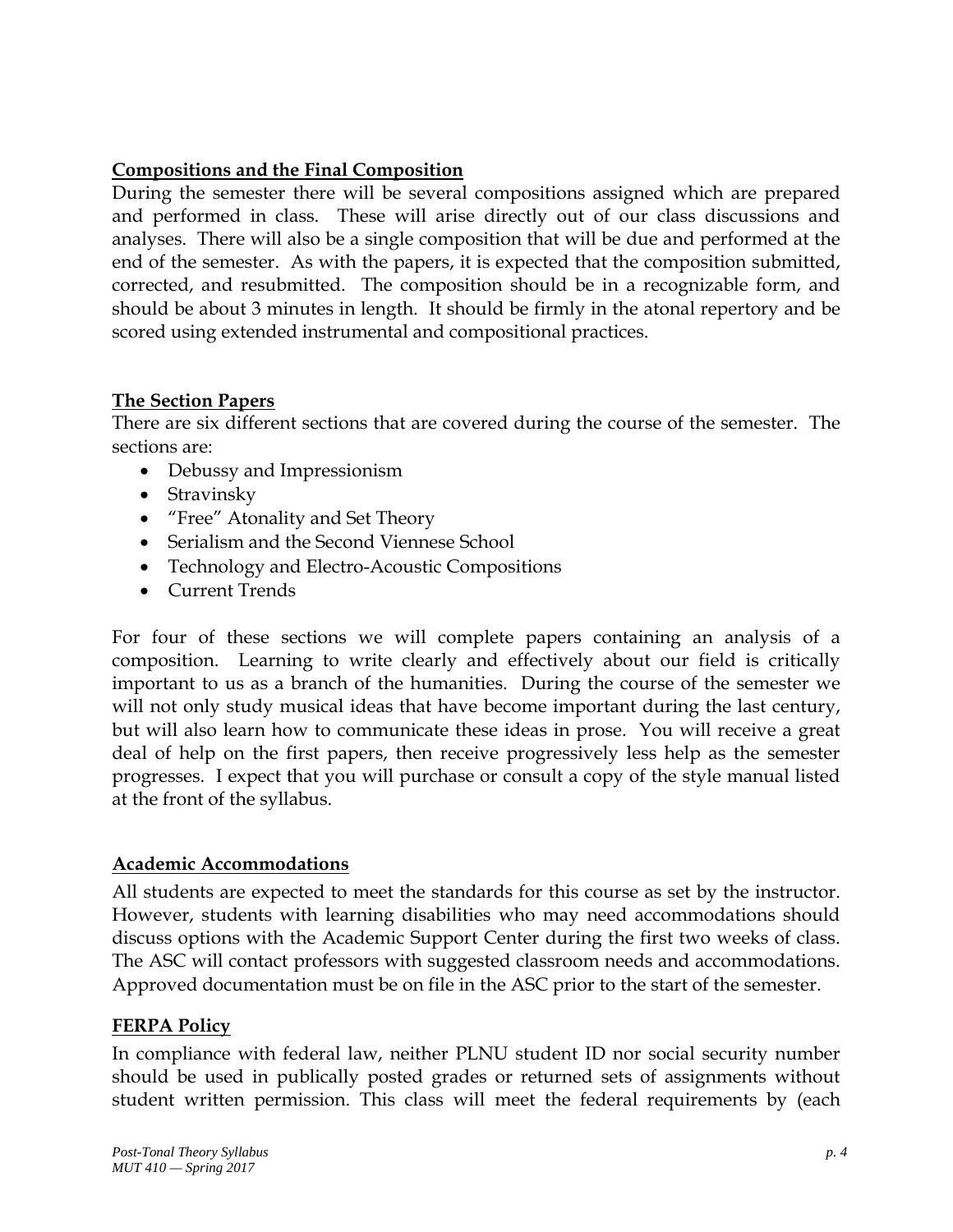**<u>Compositions and the Final Composition</u>**

During the semester there will be several compositions assigned which are prepared and performed in class. These will arise directly out of our class discussions and analyses. There will also be a single composition that will be due and performed at the end of the semester. As with the papers, it is expected that the composition submitted, corrected, and resubmitted. The composition should be in a recognizable form, and should be about 3 minutes in length. It should be firmly in the atonal repertory and be scored using extended instrumental and compositional practices.

**<u>The Section Papers</u>**

There are six different sections that are covered during the course of the semester. The sections are:

- Debussy and Impressionism
- Stravinsky
- "Free" Atonality and Set Theory
- Serialism and the Second Viennese School
- Technology and Electro-Acoustic Compositions
- Current Trends

For four of these sections we will complete papers containing an analysis of a composition. Learning to write clearly and effectively about our field is critically important to us as a branch of the humanities. During the course of the semester we will not only study musical ideas that have become important during the last century, but will also learn how to communicate these ideas in prose. You will receive a great deal of help on the first papers, then receive progressively less help as the semester progresses. I expect that you will purchase or consult a copy of the style manual listed at the front of the syllabus.

**<u>Academic Accommodations</u>**

All students are expected to meet the standards for this course as set by the instructor. However, students with learning disabilities who may need accommodations should discuss options with the Academic Support Center during the first two weeks of class. The ASC will contact professors with suggested classroom needs and accommodations. Approved documentation must be on file in the ASC prior to the start of the semester.

**<u>FERPA Policy</u>**

In compliance with federal law, neither PLNU student ID nor social security number should be used in publically posted grades or returned sets of assignments without student written permission. This class will meet the federal requirements by (each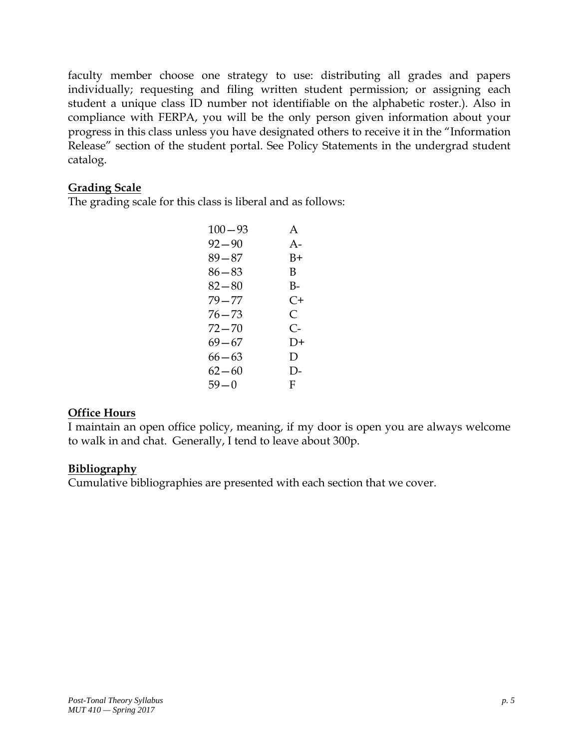faculty member choose one strategy to use: distributing all grades and papers individually; requesting and filing written student permission; or assigning each student a unique class ID number not identifiable on the alphabetic roster.). Also in compliance with FERPA, you will be the only person given information about your progress in this class unless you have designated others to receive it in the "Information Release" section of the student portal. See Policy Statements in the undergrad student catalog.

## Grading Scale

The grading scale for this class is liberal and as follows:

| | |
|---|---|
| 100—93 | A |
| 92—90 | A- |
| 89—87 | B+ |
| 86—83 | B |
| 82—80 | B- |
| 79—77 | C+ |
| 76—73 | C |
| 72—70 | C- |
| 69—67 | D+ |
| 66—63 | D |
| 62—60 | D- |
| 59—0 | F |

## Office Hours

I maintain an open office policy, meaning, if my door is open you are always welcome to walk in and chat. Generally, I tend to leave about 300p.

## Bibliography

Cumulative bibliographies are presented with each section that we cover.